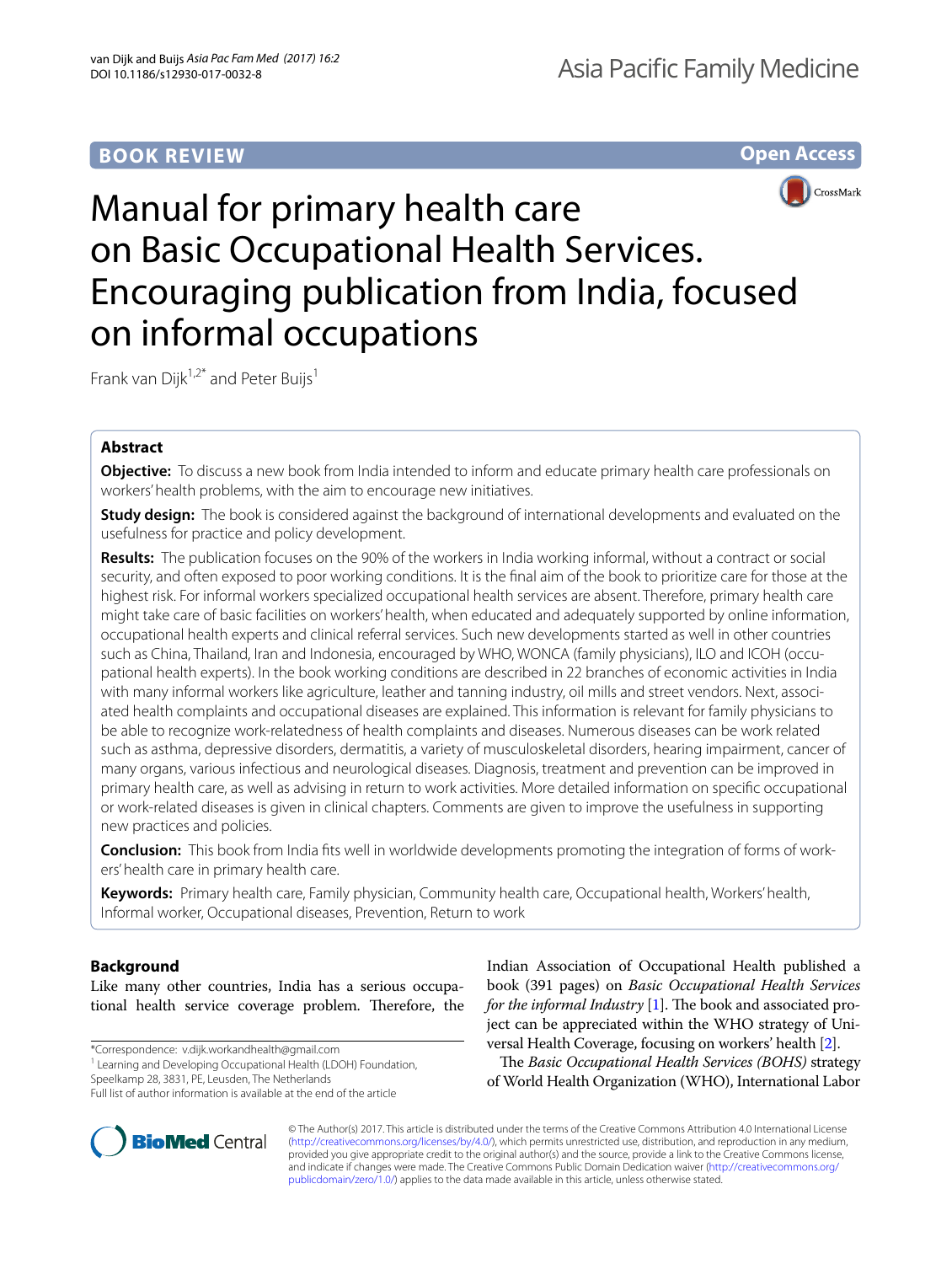BOOK REVIEW

Open Access

# Manual for primary health care on Basic Occupational Health Services. Encouraging publication from India, focused on informal occupations

Frank van Dijk[1,2*] and Peter Buijs[1]

## Abstract

**Objective:** To discuss a new book from India intended to inform and educate primary health care professionals on workers' health problems, with the aim to encourage new initiatives.

**Study design:** The book is considered against the background of international developments and evaluated on the usefulness for practice and policy development.

**Results:** The publication focuses on the 90% of the workers in India working informal, without a contract or social security, and often exposed to poor working conditions. It is the final aim of the book to prioritize care for those at the highest risk. For informal workers specialized occupational health services are absent. Therefore, primary health care might take care of basic facilities on workers' health, when educated and adequately supported by online information, occupational health experts and clinical referral services. Such new developments started as well in other countries such as China, Thailand, Iran and Indonesia, encouraged by WHO, WONCA (family physicians), ILO and ICOH (occupational health experts). In the book working conditions are described in 22 branches of economic activities in India with many informal workers like agriculture, leather and tanning industry, oil mills and street vendors. Next, associated health complaints and occupational diseases are explained. This information is relevant for family physicians to be able to recognize work-relatedness of health complaints and diseases. Numerous diseases can be work related such as asthma, depressive disorders, dermatitis, a variety of musculoskeletal disorders, hearing impairment, cancer of many organs, various infectious and neurological diseases. Diagnosis, treatment and prevention can be improved in primary health care, as well as advising in return to work activities. More detailed information on specific occupational or work-related diseases is given in clinical chapters. Comments are given to improve the usefulness in supporting new practices and policies.

**Conclusion:** This book from India fits well in worldwide developments promoting the integration of forms of workers' health care in primary health care.

**Keywords:** Primary health care, Family physician, Community health care, Occupational health, Workers' health, Informal worker, Occupational diseases, Prevention, Return to work

## Background

Like many other countries, India has a serious occupational health service coverage problem. Therefore, the Indian Association of Occupational Health published a book (391 pages) on *Basic Occupational Health Services for the informal Industry* [1]. The book and associated project can be appreciated within the WHO strategy of Universal Health Coverage, focusing on workers' health [2].

The *Basic Occupational Health Services (BOHS)* strategy of World Health Organization (WHO), International Labor

*Correspondence: v.dijk.workandhealth@gmail.com
[1] Learning and Developing Occupational Health (LDOH) Foundation, Speelkamp 28, 3831, PE, Leusden, The Netherlands
Full list of author information is available at the end of the article

© The Author(s) 2017. This article is distributed under the terms of the Creative Commons Attribution 4.0 International License (http://creativecommons.org/licenses/by/4.0/), which permits unrestricted use, distribution, and reproduction in any medium, provided you give appropriate credit to the original author(s) and the source, provide a link to the Creative Commons license, and indicate if changes were made. The Creative Commons Public Domain Dedication waiver (http://creativecommons.org/publicdomain/zero/1.0/) applies to the data made available in this article, unless otherwise stated.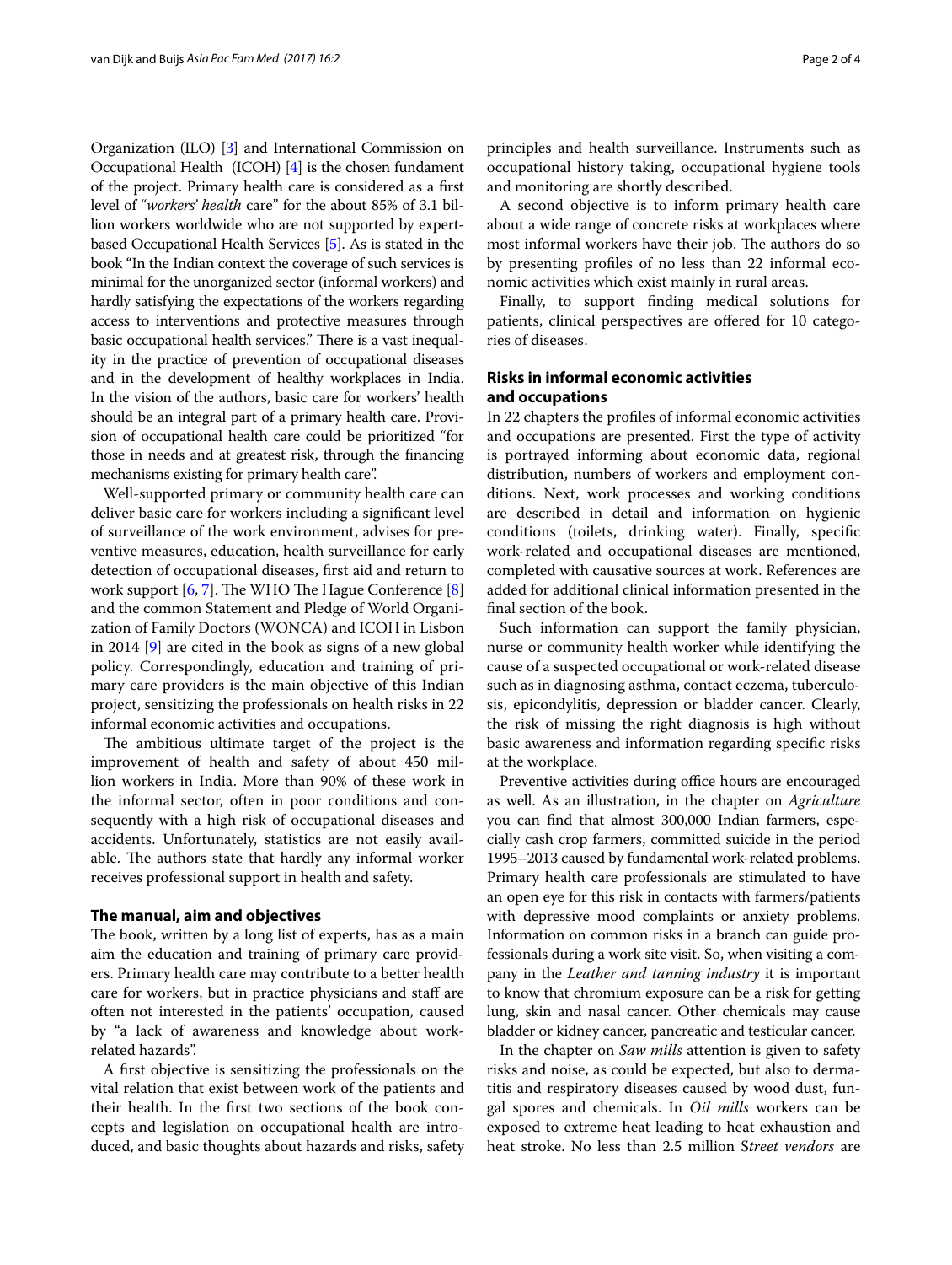Organization (ILO) [3] and International Commission on Occupational Health (ICOH) [4] is the chosen fundament of the project. Primary health care is considered as a first level of "*workers' health* care" for the about 85% of 3.1 billion workers worldwide who are not supported by expert-based Occupational Health Services [5]. As is stated in the book "In the Indian context the coverage of such services is minimal for the unorganized sector (informal workers) and hardly satisfying the expectations of the workers regarding access to interventions and protective measures through basic occupational health services." There is a vast inequality in the practice of prevention of occupational diseases and in the development of healthy workplaces in India. In the vision of the authors, basic care for workers' health should be an integral part of a primary health care. Provision of occupational health care could be prioritized "for those in needs and at greatest risk, through the financing mechanisms existing for primary health care".

Well-supported primary or community health care can deliver basic care for workers including a significant level of surveillance of the work environment, advises for preventive measures, education, health surveillance for early detection of occupational diseases, first aid and return to work support [6, 7]. The WHO The Hague Conference [8] and the common Statement and Pledge of World Organization of Family Doctors (WONCA) and ICOH in Lisbon in 2014 [9] are cited in the book as signs of a new global policy. Correspondingly, education and training of primary care providers is the main objective of this Indian project, sensitizing the professionals on health risks in 22 informal economic activities and occupations.

The ambitious ultimate target of the project is the improvement of health and safety of about 450 million workers in India. More than 90% of these work in the informal sector, often in poor conditions and consequently with a high risk of occupational diseases and accidents. Unfortunately, statistics are not easily available. The authors state that hardly any informal worker receives professional support in health and safety.

## The manual, aim and objectives

The book, written by a long list of experts, has as a main aim the education and training of primary care providers. Primary health care may contribute to a better health care for workers, but in practice physicians and staff are often not interested in the patients' occupation, caused by "a lack of awareness and knowledge about work-related hazards".

A first objective is sensitizing the professionals on the vital relation that exist between work of the patients and their health. In the first two sections of the book concepts and legislation on occupational health are introduced, and basic thoughts about hazards and risks, safety principles and health surveillance. Instruments such as occupational history taking, occupational hygiene tools and monitoring are shortly described.

A second objective is to inform primary health care about a wide range of concrete risks at workplaces where most informal workers have their job. The authors do so by presenting profiles of no less than 22 informal economic activities which exist mainly in rural areas.

Finally, to support finding medical solutions for patients, clinical perspectives are offered for 10 categories of diseases.

## Risks in informal economic activities and occupations

In 22 chapters the profiles of informal economic activities and occupations are presented. First the type of activity is portrayed informing about economic data, regional distribution, numbers of workers and employment conditions. Next, work processes and working conditions are described in detail and information on hygienic conditions (toilets, drinking water). Finally, specific work-related and occupational diseases are mentioned, completed with causative sources at work. References are added for additional clinical information presented in the final section of the book.

Such information can support the family physician, nurse or community health worker while identifying the cause of a suspected occupational or work-related disease such as in diagnosing asthma, contact eczema, tuberculosis, epicondylitis, depression or bladder cancer. Clearly, the risk of missing the right diagnosis is high without basic awareness and information regarding specific risks at the workplace.

Preventive activities during office hours are encouraged as well. As an illustration, in the chapter on *Agriculture* you can find that almost 300,000 Indian farmers, especially cash crop farmers, committed suicide in the period 1995–2013 caused by fundamental work-related problems. Primary health care professionals are stimulated to have an open eye for this risk in contacts with farmers/patients with depressive mood complaints or anxiety problems. Information on common risks in a branch can guide professionals during a work site visit. So, when visiting a company in the *Leather and tanning industry* it is important to know that chromium exposure can be a risk for getting lung, skin and nasal cancer. Other chemicals may cause bladder or kidney cancer, pancreatic and testicular cancer.

In the chapter on *Saw mills* attention is given to safety risks and noise, as could be expected, but also to dermatitis and respiratory diseases caused by wood dust, fungal spores and chemicals. In *Oil mills* workers can be exposed to extreme heat leading to heat exhaustion and heat stroke. No less than 2.5 million S*treet vendors* are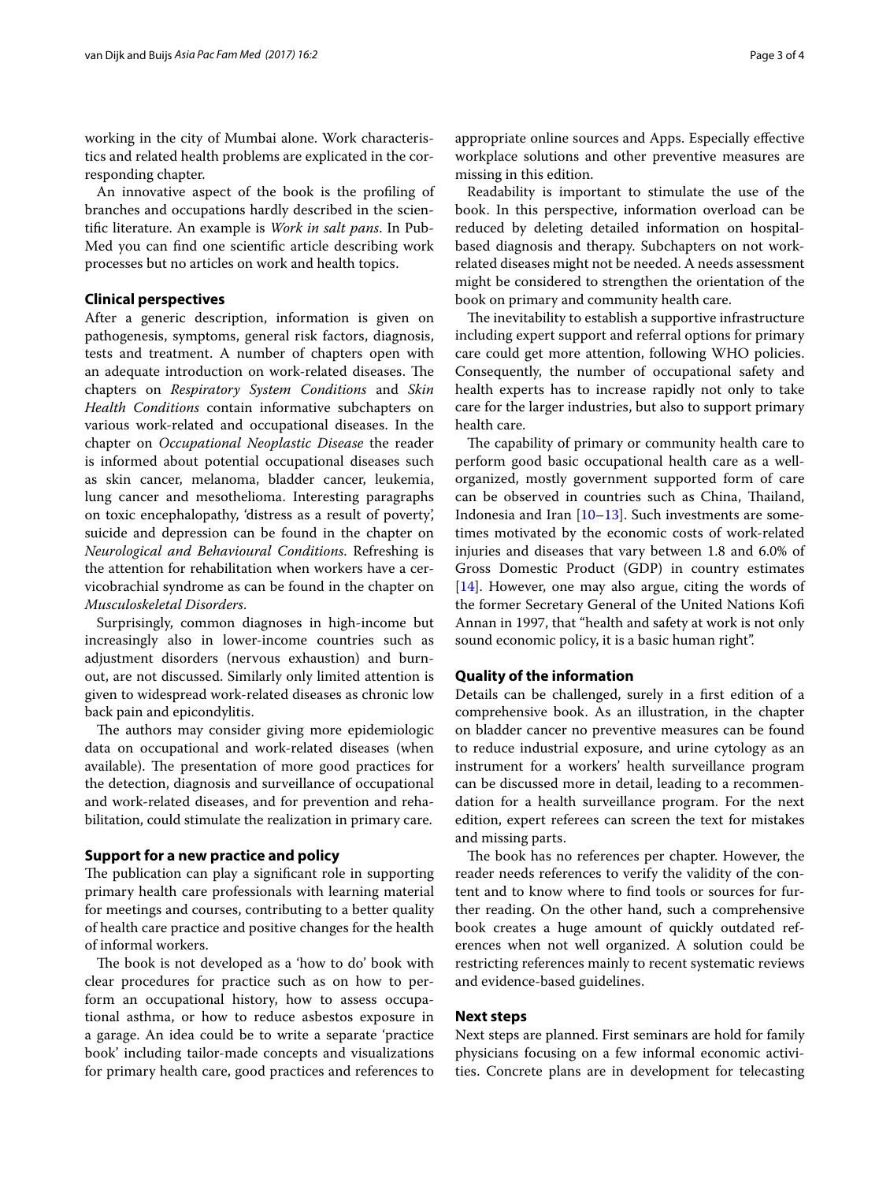working in the city of Mumbai alone. Work characteristics and related health problems are explicated in the corresponding chapter.

An innovative aspect of the book is the profiling of branches and occupations hardly described in the scientific literature. An example is *Work in salt pans*. In PubMed you can find one scientific article describing work processes but no articles on work and health topics.

### Clinical perspectives

After a generic description, information is given on pathogenesis, symptoms, general risk factors, diagnosis, tests and treatment. A number of chapters open with an adequate introduction on work-related diseases. The chapters on *Respiratory System Conditions* and *Skin Health Conditions* contain informative subchapters on various work-related and occupational diseases. In the chapter on *Occupational Neoplastic Disease* the reader is informed about potential occupational diseases such as skin cancer, melanoma, bladder cancer, leukemia, lung cancer and mesothelioma. Interesting paragraphs on toxic encephalopathy, 'distress as a result of poverty', suicide and depression can be found in the chapter on *Neurological and Behavioural Conditions*. Refreshing is the attention for rehabilitation when workers have a cervicobrachial syndrome as can be found in the chapter on *Musculoskeletal Disorders*.

Surprisingly, common diagnoses in high-income but increasingly also in lower-income countries such as adjustment disorders (nervous exhaustion) and burnout, are not discussed. Similarly only limited attention is given to widespread work-related diseases as chronic low back pain and epicondylitis.

The authors may consider giving more epidemiologic data on occupational and work-related diseases (when available). The presentation of more good practices for the detection, diagnosis and surveillance of occupational and work-related diseases, and for prevention and rehabilitation, could stimulate the realization in primary care.

### Support for a new practice and policy

The publication can play a significant role in supporting primary health care professionals with learning material for meetings and courses, contributing to a better quality of health care practice and positive changes for the health of informal workers.

The book is not developed as a 'how to do' book with clear procedures for practice such as on how to perform an occupational history, how to assess occupational asthma, or how to reduce asbestos exposure in a garage. An idea could be to write a separate 'practice book' including tailor-made concepts and visualizations for primary health care, good practices and references to appropriate online sources and Apps. Especially effective workplace solutions and other preventive measures are missing in this edition.

Readability is important to stimulate the use of the book. In this perspective, information overload can be reduced by deleting detailed information on hospital-based diagnosis and therapy. Subchapters on not work-related diseases might not be needed. A needs assessment might be considered to strengthen the orientation of the book on primary and community health care.

The inevitability to establish a supportive infrastructure including expert support and referral options for primary care could get more attention, following WHO policies. Consequently, the number of occupational safety and health experts has to increase rapidly not only to take care for the larger industries, but also to support primary health care.

The capability of primary or community health care to perform good basic occupational health care as a well-organized, mostly government supported form of care can be observed in countries such as China, Thailand, Indonesia and Iran [10–13]. Such investments are sometimes motivated by the economic costs of work-related injuries and diseases that vary between 1.8 and 6.0% of Gross Domestic Product (GDP) in country estimates [14]. However, one may also argue, citing the words of the former Secretary General of the United Nations Kofi Annan in 1997, that "health and safety at work is not only sound economic policy, it is a basic human right".

### Quality of the information

Details can be challenged, surely in a first edition of a comprehensive book. As an illustration, in the chapter on bladder cancer no preventive measures can be found to reduce industrial exposure, and urine cytology as an instrument for a workers' health surveillance program can be discussed more in detail, leading to a recommendation for a health surveillance program. For the next edition, expert referees can screen the text for mistakes and missing parts.

The book has no references per chapter. However, the reader needs references to verify the validity of the content and to know where to find tools or sources for further reading. On the other hand, such a comprehensive book creates a huge amount of quickly outdated references when not well organized. A solution could be restricting references mainly to recent systematic reviews and evidence-based guidelines.

### Next steps

Next steps are planned. First seminars are hold for family physicians focusing on a few informal economic activities. Concrete plans are in development for telecasting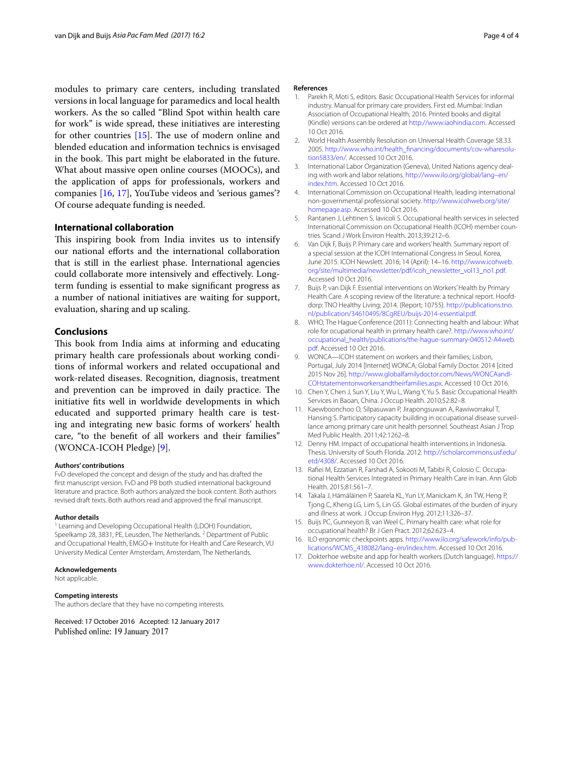modules to primary care centers, including translated versions in local language for paramedics and local health workers. As the so called "Blind Spot within health care for work" is wide spread, these initiatives are interesting for other countries [15]. The use of modern online and blended education and information technics is envisaged in the book. This part might be elaborated in the future. What about massive open online courses (MOOCs), and the application of apps for professionals, workers and companies [16, 17], YouTube videos and 'serious games'? Of course adequate funding is needed.

## International collaboration

This inspiring book from India invites us to intensify our national efforts and the international collaboration that is still in the earliest phase. International agencies could collaborate more intensively and effectively. Long-term funding is essential to make significant progress as a number of national initiatives are waiting for support, evaluation, sharing and up scaling.

## Conclusions

This book from India aims at informing and educating primary health care professionals about working conditions of informal workers and related occupational and work-related diseases. Recognition, diagnosis, treatment and prevention can be improved in daily practice. The initiative fits well in worldwide developments in which educated and supported primary health care is testing and integrating new basic forms of workers' health care, "to the benefit of all workers and their families" (WONCA-ICOH Pledge) [9].

### Authors' contributions

FvD developed the concept and design of the study and has drafted the first manuscript version. FvD and PB both studied international background literature and practice. Both authors analyzed the book content. Both authors revised draft texts. Both authors read and approved the final manuscript.

### Author details

[1] Learning and Developing Occupational Health (LDOH) Foundation, Speelkamp 28, 3831, PE, Leusden, The Netherlands. [2] Department of Public and Occupational Health, EMGO+ Institute for Health and Care Research, VU University Medical Center Amsterdam, Amsterdam, The Netherlands.

### Acknowledgements

Not applicable.

### Competing interests

The authors declare that they have no competing interests.

Received: 17 October 2016 Accepted: 12 January 2017
Published online: 19 January 2017

### References

1. Parekh R, Moti S, editors. Basic Occupational Health Services for informal industry. Manual for primary care providers. First ed. Mumbai: Indian Association of Occupational Health; 2016. Printed books and digital (Kindle) versions can be ordered at http://www.iaohindia.com. Accessed 10 Oct 2016.
2. World Health Assembly Resolution on Universal Health Coverage 58.33. 2005. http://www.who.int/health_financing/documents/cov-wharesolution5833/en/. Accessed 10 Oct 2016.
3. International Labor Organization (Geneva), United Nations agency dealing with work and labor relations. http://www.ilo.org/global/lang–en/index.htm. Accessed 10 Oct 2016.
4. International Commission on Occupational Health, leading international non-governmental professional society. http://www.icohweb.org/site/homepage.asp. Accessed 10 Oct 2016.
5. Rantanen J, Lehtinen S, Iavicoli S. Occupational health services in selected International Commission on Occupational Health (ICOH) member countries. Scand J Work Environ Health. 2013;39:212–6.
6. Van Dijk F, Buijs P. Primary care and workers' health. Summary report of a special session at the ICOH International Congress in Seoul, Korea, June 2015. ICOH Newslett. 2016; 14 (April): 14–16. http://www.icohweb.org/site/multimedia/newsletter/pdf/icoh_newsletter_vol13_no1.pdf. Accessed 10 Oct 2016.
7. Buijs P, van Dijk F. Essential interventions on Workers' Health by Primary Health Care. A scoping review of the literature: a technical report. Hoofddorp: TNO Healthy Living; 2014. (Report; 10755). http://publications.tno.nl/publication/34610495/8CgREU/buijs-2014-essential.pdf.
8. WHO, The Hague Conference (2011): Connecting health and labour: What role for ocupational health in primary health care?. http://www.who.int/occupational_health/publications/the-hague-summary-040512-A4web.pdf. Accessed 10 Oct 2016.
9. WONCA—ICOH statement on workers and their families; Lisbon, Portugal, July 2014 [Internet] WONCA; Global Family Doctor. 2014 [cited 2015 Nov 26]. http://www.globalfamilydoctor.com/News/WONCAandICOHstatementonworkersandtheirfamilies.aspx. Accessed 10 Oct 2016.
10. Chen Y, Chen J, Sun Y, Liu Y, Wu L, Wang Y, Yu S. Basic Occupational Health Services in Baoan, China. J Occup Health. 2010;52:82–8.
11. Kaewboonchoo O, Silpasuwan P, Jirapongsuwan A, Rawiworrakul T, Hansing S. Participatory capacity building in occupational disease surveillance among primary care unit health personnel. Southeast Asian J Trop Med Public Health. 2011;42:1262–8.
12. Denny HM. Impact of occupational health interventions in Indonesia. Thesis. University of South Florida. 2012. http://scholarcommons.usf.edu/etd/4308/. Accessed 10 Oct 2016.
13. Rafiei M, Ezzatian R, Farshad A, Sokooti M, Tabibi R, Colosio C. Occupational Health Services Integrated in Primary Health Care in Iran. Ann Glob Health. 2015;81:561–7.
14. Takala J, Hämäläinen P, Saarela KL, Yun LY, Manickam K, Jin TW, Heng P, Tjong C, Kheng LG, Lim S, Lin GS. Global estimates of the burden of injury and illness at work. J Occup Environ Hyg. 2012;11:326–37.
15. Buijs PC, Gunneyon B, van Weel C. Primary health care: what role for occupational health? Br J Gen Pract. 2012;62:623–4.
16. ILO ergonomic checkpoints apps. http://www.ilo.org/safework/info/publications/WCMS_438082/lang–en/index.htm. Accessed 10 Oct 2016.
17. Dokterhoe website and app for health workers (Dutch language). https://www.dokterhoe.nl/. Accessed 10 Oct 2016.